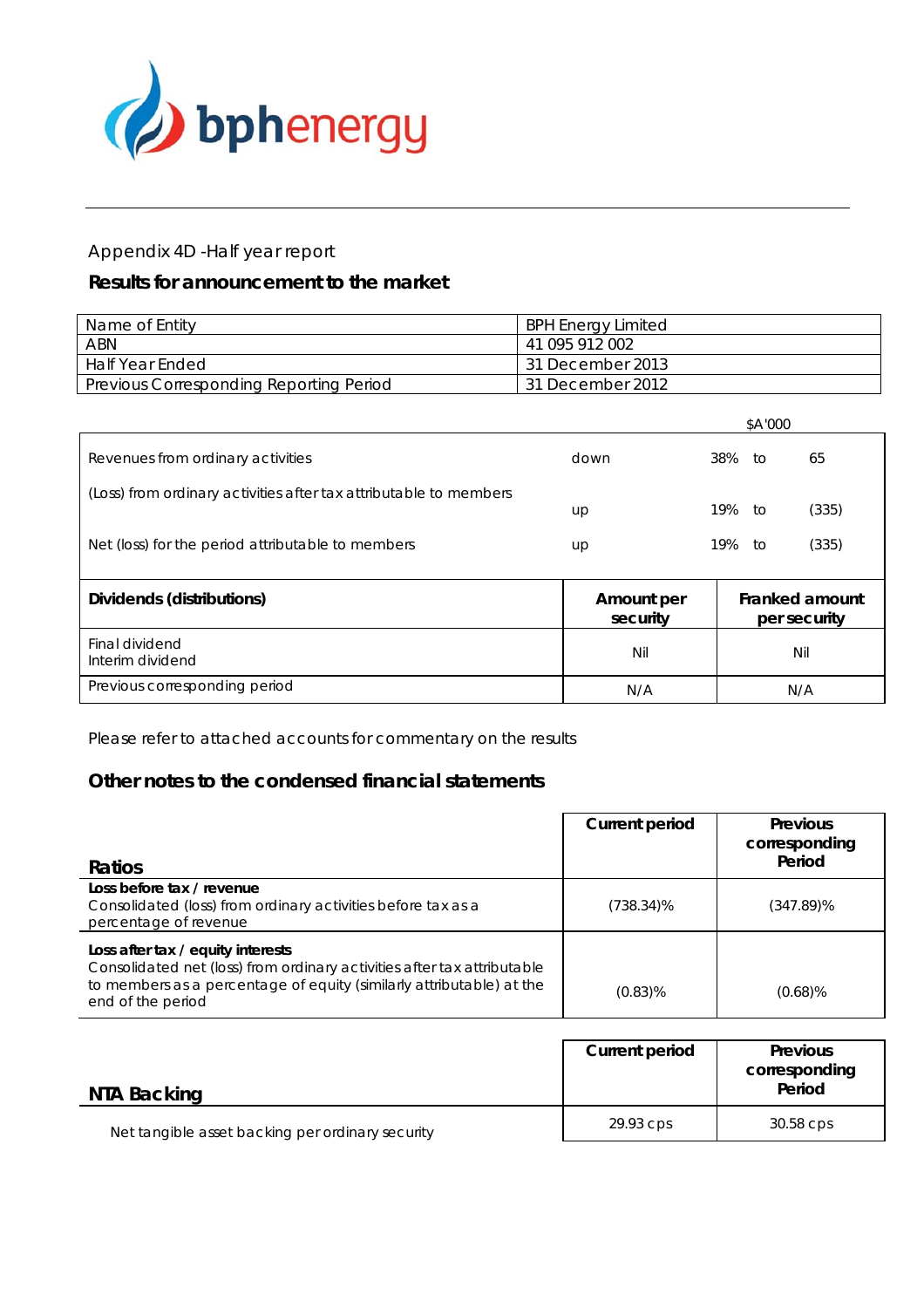bphenergy

Appendix 4D -Half year report

## Results for announcement to the market

| Name of Entity | BPH Energy Limited |
|---|---|
| ABN | 41 095 912 002 |
| Half Year Ended | 31 December 2013 |
| Previous Corresponding Reporting Period | 31 December 2012 |

| | | | | $A'000 |
|---|---|---|---|---|
| Revenues from ordinary activities | down | 38% | to | 65 |
| (Loss) from ordinary activities after tax attributable to members | up | 19% | to | (335) |
| Net (loss) for the period attributable to members | up | 19% | to | (335) |

| Dividends (distributions) | Amount per security | Franked amount per security |
|---|---|---|
| Final dividend<br>Interim dividend | Nil | Nil |
| Previous corresponding period | N/A | N/A |

Please refer to attached accounts for commentary on the results

## Other notes to the condensed financial statements

| Ratios | Current period | Previous corresponding Period |
|---|---|---|
| **Loss before tax / revenue**<br>Consolidated (loss) from ordinary activities before tax as a percentage of revenue | (738.34)% | (347.89)% |
| **Loss after tax / equity interests**<br>Consolidated net (loss) from ordinary activities after tax attributable to members as a percentage of equity (similarly attributable) at the end of the period | (0.83)% | (0.68)% |

| NTA Backing | Current period | Previous corresponding Period |
|---|---|---|
| Net tangible asset backing per ordinary security | 29.93 cps | 30.58 cps |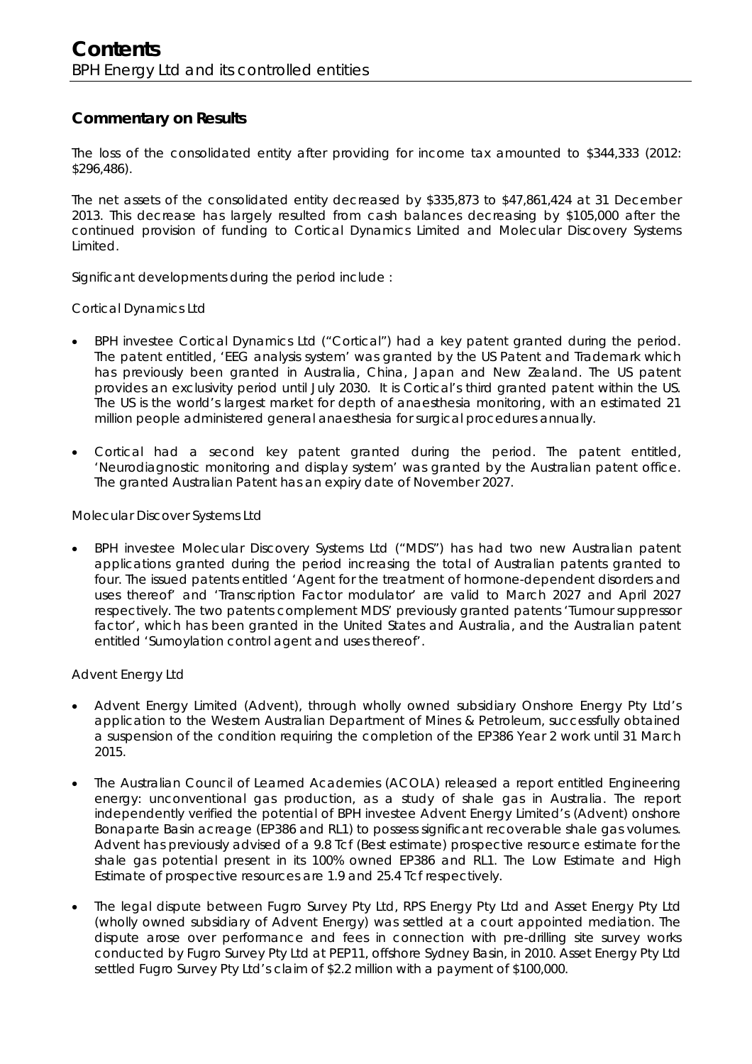# Contents

BPH Energy Ltd and its controlled entities

## Commentary on Results

The loss of the consolidated entity after providing for income tax amounted to $344,333 (2012: $296,486).

The net assets of the consolidated entity decreased by $335,873 to $47,861,424 at 31 December 2013. This decrease has largely resulted from cash balances decreasing by $105,000 after the continued provision of funding to Cortical Dynamics Limited and Molecular Discovery Systems Limited.

Significant developments during the period include :

Cortical Dynamics Ltd

- BPH investee Cortical Dynamics Ltd ("Cortical") had a key patent granted during the period. The patent entitled, 'EEG analysis system' was granted by the US Patent and Trademark which has previously been granted in Australia, China, Japan and New Zealand. The US patent provides an exclusivity period until July 2030. It is Cortical's third granted patent within the US. The US is the world's largest market for depth of anaesthesia monitoring, with an estimated 21 million people administered general anaesthesia for surgical procedures annually.
- Cortical had a second key patent granted during the period. The patent entitled, 'Neurodiagnostic monitoring and display system' was granted by the Australian patent office. The granted Australian Patent has an expiry date of November 2027.

Molecular Discover Systems Ltd

- BPH investee Molecular Discovery Systems Ltd ("MDS") has had two new Australian patent applications granted during the period increasing the total of Australian patents granted to four. The issued patents entitled 'Agent for the treatment of hormone-dependent disorders and uses thereof' and 'Transcription Factor modulator' are valid to March 2027 and April 2027 respectively. The two patents complement MDS' previously granted patents 'Tumour suppressor factor', which has been granted in the United States and Australia, and the Australian patent entitled 'Sumoylation control agent and uses thereof'.

Advent Energy Ltd

- Advent Energy Limited (Advent), through wholly owned subsidiary Onshore Energy Pty Ltd's application to the Western Australian Department of Mines & Petroleum, successfully obtained a suspension of the condition requiring the completion of the EP386 Year 2 work until 31 March 2015.
- The Australian Council of Learned Academies (ACOLA) released a report entitled Engineering energy: unconventional gas production, as a study of shale gas in Australia. The report independently verified the potential of BPH investee Advent Energy Limited's (Advent) onshore Bonaparte Basin acreage (EP386 and RL1) to possess significant recoverable shale gas volumes. Advent has previously advised of a 9.8 Tcf (Best estimate) prospective resource estimate for the shale gas potential present in its 100% owned EP386 and RL1. The Low Estimate and High Estimate of prospective resources are 1.9 and 25.4 Tcf respectively.
- The legal dispute between Fugro Survey Pty Ltd, RPS Energy Pty Ltd and Asset Energy Pty Ltd (wholly owned subsidiary of Advent Energy) was settled at a court appointed mediation. The dispute arose over performance and fees in connection with pre-drilling site survey works conducted by Fugro Survey Pty Ltd at PEP11, offshore Sydney Basin, in 2010. Asset Energy Pty Ltd settled Fugro Survey Pty Ltd's claim of $2.2 million with a payment of $100,000.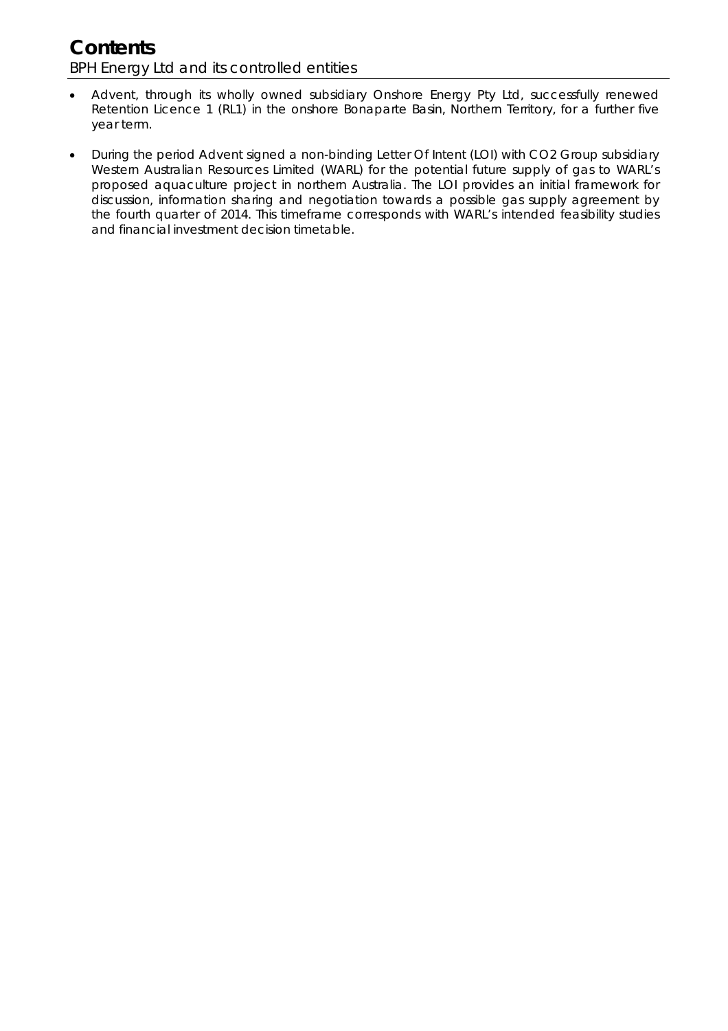- Advent, through its wholly owned subsidiary Onshore Energy Pty Ltd, successfully renewed Retention Licence 1 (RL1) in the onshore Bonaparte Basin, Northern Territory, for a further five year term.
- During the period Advent signed a non-binding Letter Of Intent (LOI) with CO2 Group subsidiary Western Australian Resources Limited (WARL) for the potential future supply of gas to WARL's proposed aquaculture project in northern Australia. The LOI provides an initial framework for discussion, information sharing and negotiation towards a possible gas supply agreement by the fourth quarter of 2014. This timeframe corresponds with WARL's intended feasibility studies and financial investment decision timetable.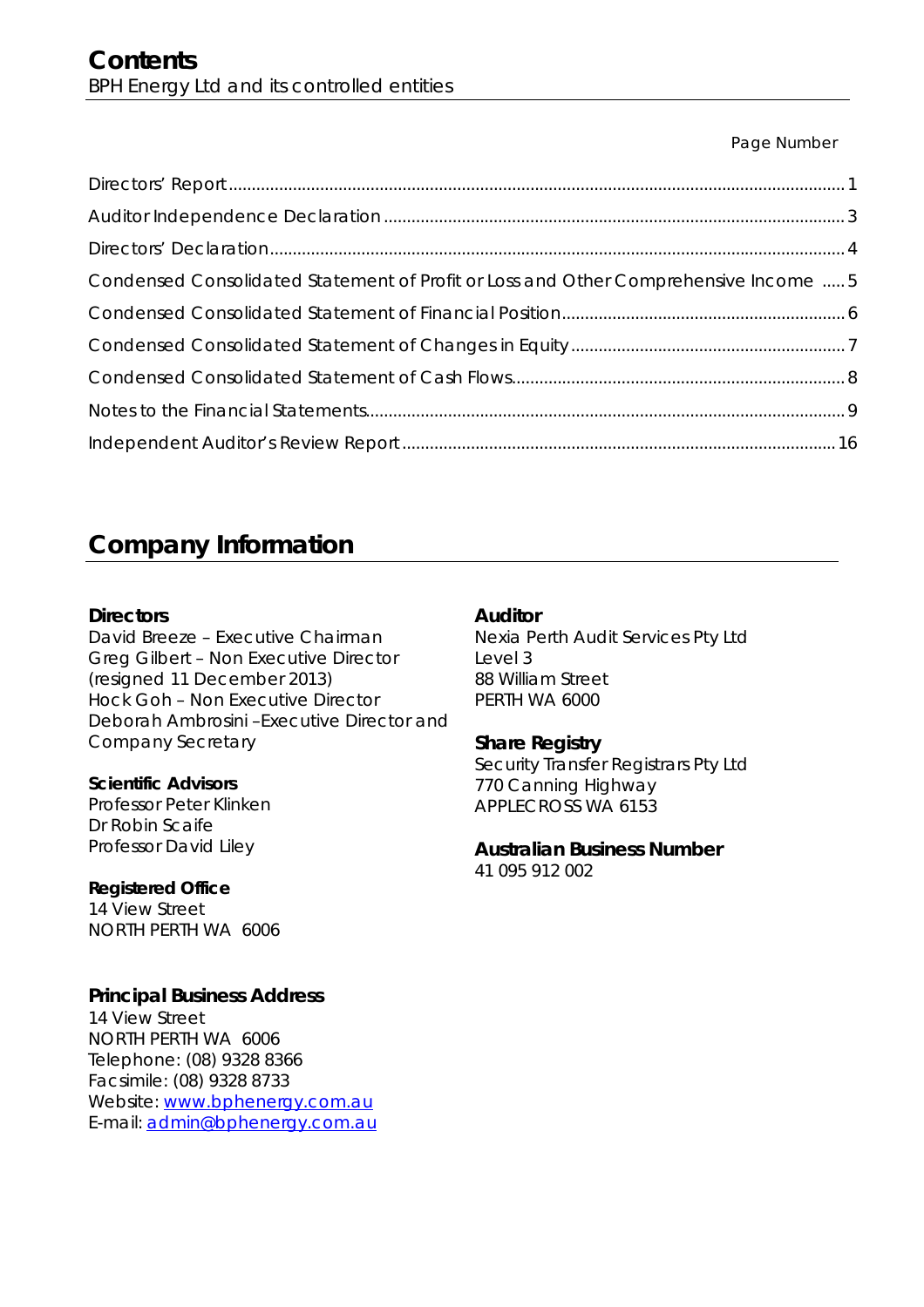# Contents

BPH Energy Ltd and its controlled entities

| | Page Number |
|---|---|
| Directors' Report | 1 |
| Auditor Independence Declaration | 3 |
| Directors' Declaration | 4 |
| Condensed Consolidated Statement of Profit or Loss and Other Comprehensive Income | 5 |
| Condensed Consolidated Statement of Financial Position | 6 |
| Condensed Consolidated Statement of Changes in Equity | 7 |
| Condensed Consolidated Statement of Cash Flows | 8 |
| Notes to the Financial Statements | 9 |
| Independent Auditor's Review Report | 16 |

# Company Information

**Directors**
David Breeze – Executive Chairman
Greg Gilbert – Non Executive Director (resigned 11 December 2013)
Hock Goh – Non Executive Director
Deborah Ambrosini –Executive Director and Company Secretary

**Scientific Advisors**
Professor Peter Klinken
Dr Robin Scaife
Professor David Liley

**Registered Office**
14 View Street
NORTH PERTH WA 6006

**Principal Business Address**
14 View Street
NORTH PERTH WA 6006
Telephone: (08) 9328 8366
Facsimile: (08) 9328 8733
Website: www.bphenergy.com.au
E-mail: admin@bphenergy.com.au

**Auditor**
Nexia Perth Audit Services Pty Ltd
Level 3
88 William Street
PERTH WA 6000

**Share Registry**
Security Transfer Registrars Pty Ltd
770 Canning Highway
APPLECROSS WA 6153

**Australian Business Number**
41 095 912 002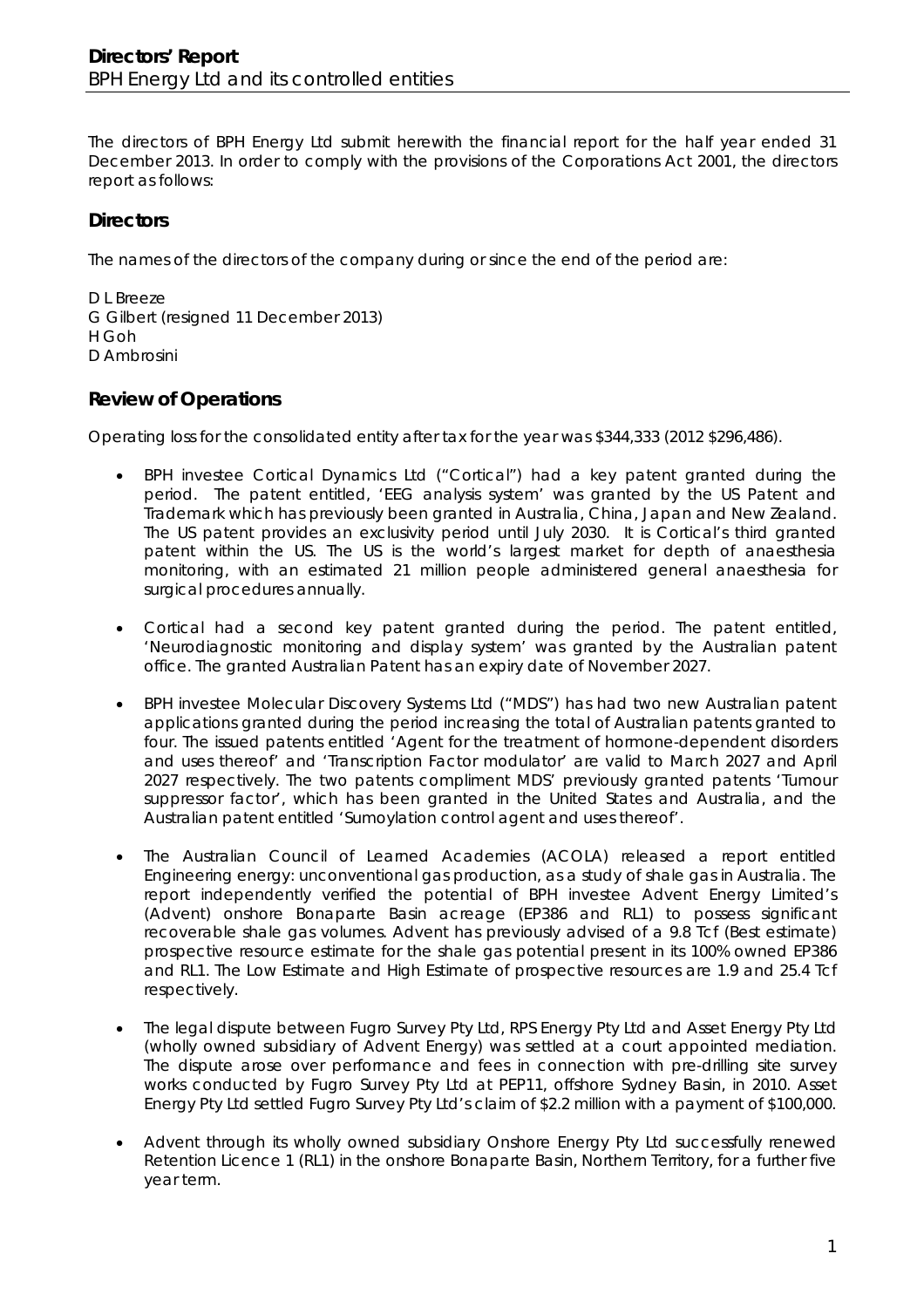The directors of BPH Energy Ltd submit herewith the financial report for the half year ended 31 December 2013. In order to comply with the provisions of the Corporations Act 2001, the directors report as follows:

## Directors

The names of the directors of the company during or since the end of the period are:

D L Breeze
G Gilbert (resigned 11 December 2013)
H Goh
D Ambrosini

## Review of Operations

Operating loss for the consolidated entity after tax for the year was $344,333 (2012 $296,486).

- BPH investee Cortical Dynamics Ltd ("Cortical") had a key patent granted during the period. The patent entitled, 'EEG analysis system' was granted by the US Patent and Trademark which has previously been granted in Australia, China, Japan and New Zealand. The US patent provides an exclusivity period until July 2030. It is Cortical's third granted patent within the US. The US is the world's largest market for depth of anaesthesia monitoring, with an estimated 21 million people administered general anaesthesia for surgical procedures annually.

- Cortical had a second key patent granted during the period. The patent entitled, 'Neurodiagnostic monitoring and display system' was granted by the Australian patent office. The granted Australian Patent has an expiry date of November 2027.

- BPH investee Molecular Discovery Systems Ltd ("MDS") has had two new Australian patent applications granted during the period increasing the total of Australian patents granted to four. The issued patents entitled 'Agent for the treatment of hormone-dependent disorders and uses thereof' and 'Transcription Factor modulator' are valid to March 2027 and April 2027 respectively. The two patents compliment MDS' previously granted patents 'Tumour suppressor factor', which has been granted in the United States and Australia, and the Australian patent entitled 'Sumoylation control agent and uses thereof'.

- The Australian Council of Learned Academies (ACOLA) released a report entitled Engineering energy: unconventional gas production, as a study of shale gas in Australia. The report independently verified the potential of BPH investee Advent Energy Limited's (Advent) onshore Bonaparte Basin acreage (EP386 and RL1) to possess significant recoverable shale gas volumes. Advent has previously advised of a 9.8 Tcf (Best estimate) prospective resource estimate for the shale gas potential present in its 100% owned EP386 and RL1. The Low Estimate and High Estimate of prospective resources are 1.9 and 25.4 Tcf respectively.

- The legal dispute between Fugro Survey Pty Ltd, RPS Energy Pty Ltd and Asset Energy Pty Ltd (wholly owned subsidiary of Advent Energy) was settled at a court appointed mediation. The dispute arose over performance and fees in connection with pre-drilling site survey works conducted by Fugro Survey Pty Ltd at PEP11, offshore Sydney Basin, in 2010. Asset Energy Pty Ltd settled Fugro Survey Pty Ltd's claim of $2.2 million with a payment of $100,000.

- Advent through its wholly owned subsidiary Onshore Energy Pty Ltd successfully renewed Retention Licence 1 (RL1) in the onshore Bonaparte Basin, Northern Territory, for a further five year term.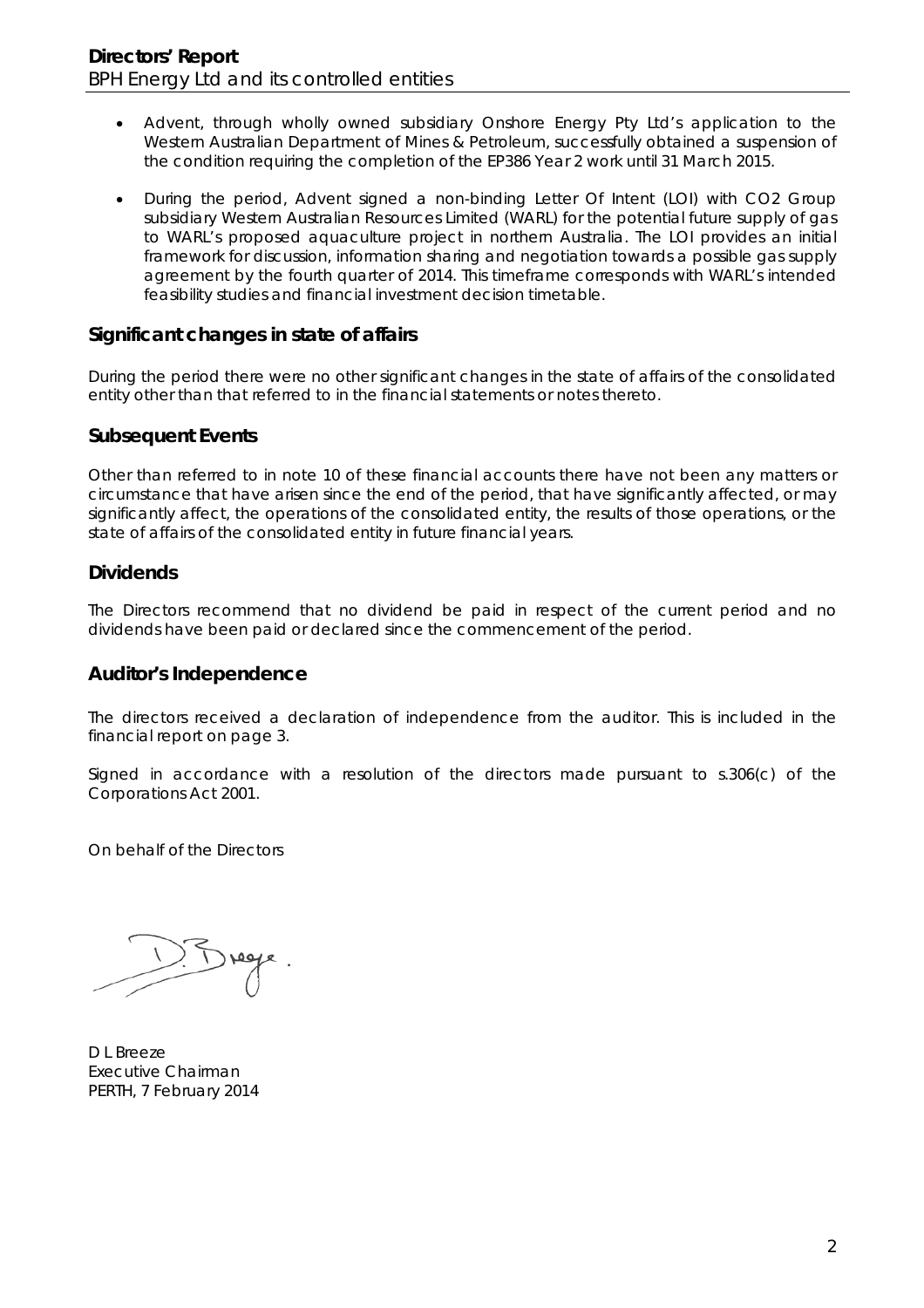- Advent, through wholly owned subsidiary Onshore Energy Pty Ltd's application to the Western Australian Department of Mines & Petroleum, successfully obtained a suspension of the condition requiring the completion of the EP386 Year 2 work until 31 March 2015.
- During the period, Advent signed a non-binding Letter Of Intent (LOI) with CO2 Group subsidiary Western Australian Resources Limited (WARL) for the potential future supply of gas to WARL's proposed aquaculture project in northern Australia. The LOI provides an initial framework for discussion, information sharing and negotiation towards a possible gas supply agreement by the fourth quarter of 2014. This timeframe corresponds with WARL's intended feasibility studies and financial investment decision timetable.

## Significant changes in state of affairs

During the period there were no other significant changes in the state of affairs of the consolidated entity other than that referred to in the financial statements or notes thereto.

## Subsequent Events

Other than referred to in note 10 of these financial accounts there have not been any matters or circumstance that have arisen since the end of the period, that have significantly affected, or may significantly affect, the operations of the consolidated entity, the results of those operations, or the state of affairs of the consolidated entity in future financial years.

## Dividends

The Directors recommend that no dividend be paid in respect of the current period and no dividends have been paid or declared since the commencement of the period.

## Auditor's Independence

The directors received a declaration of independence from the auditor. This is included in the financial report on page 3.

Signed in accordance with a resolution of the directors made pursuant to s.306(c) of the Corporations Act 2001.

On behalf of the Directors

D L Breeze
Executive Chairman
PERTH, 7 February 2014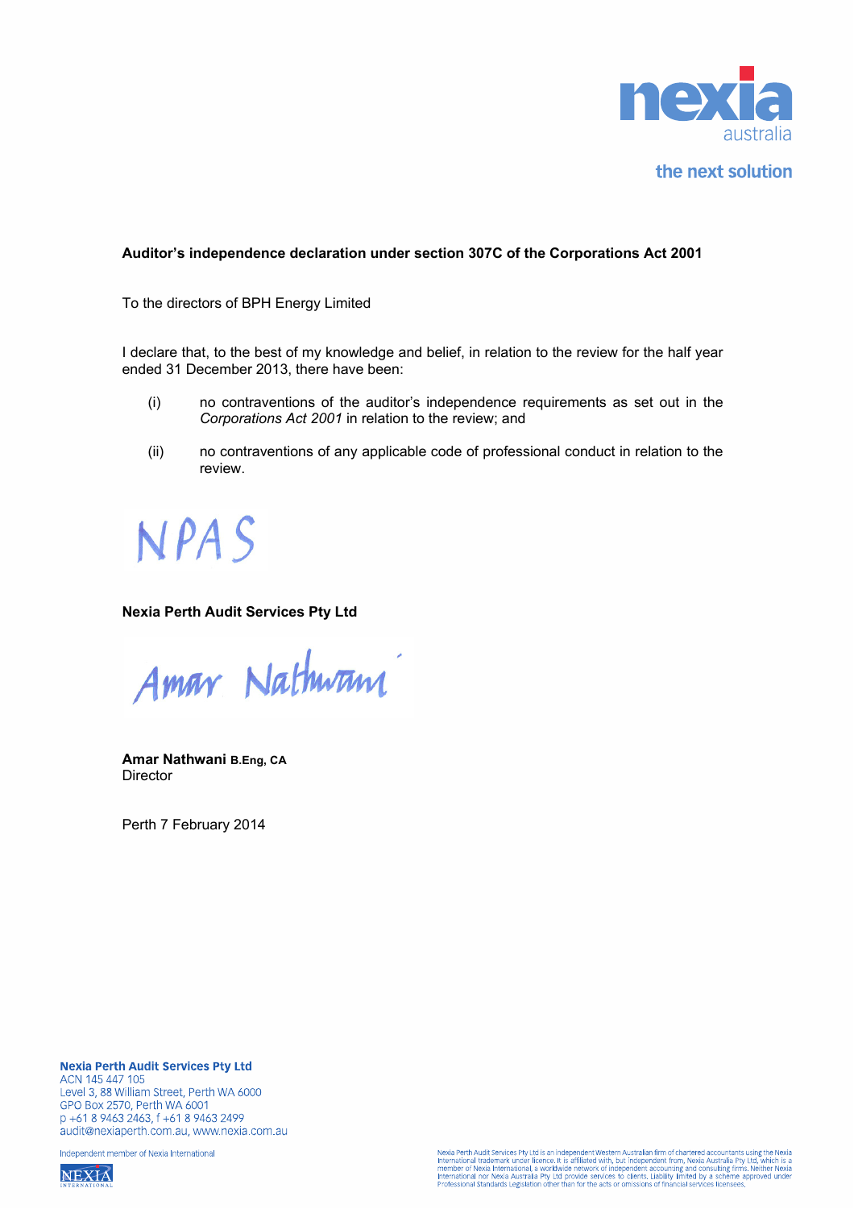**Auditor's independence declaration under section 307C of the Corporations Act 2001**

To the directors of BPH Energy Limited

I declare that, to the best of my knowledge and belief, in relation to the review for the half year ended 31 December 2013, there have been:

(i) no contraventions of the auditor's independence requirements as set out in the *Corporations Act 2001* in relation to the review; and

(ii) no contraventions of any applicable code of professional conduct in relation to the review.

NPAS

**Nexia Perth Audit Services Pty Ltd**

Amar Nathwani

**Amar Nathwani B.Eng, CA**
Director

Perth 7 February 2014

**Nexia Perth Audit Services Pty Ltd**
ACN 145 447 105
Level 3, 88 William Street, Perth WA 6000
GPO Box 2570, Perth WA 6001
p +61 8 9463 2463, f +61 8 9463 2499
audit@nexiaperth.com.au, www.nexia.com.au

Independent member of Nexia International

Nexia Perth Audit Services Pty Ltd is an independent Western Australian firm of chartered accountants using the Nexia International trademark under licence. It is affiliated with, but independent from, Nexia Australia Pty Ltd, which is a member of Nexia International, a worldwide network of independent accounting and consulting firms. Neither Nexia International nor Nexia Australia Pty Ltd provide services to clients. Liability limited by a scheme approved under Professional Standards Legislation other than for the acts or omissions of financial services licensees.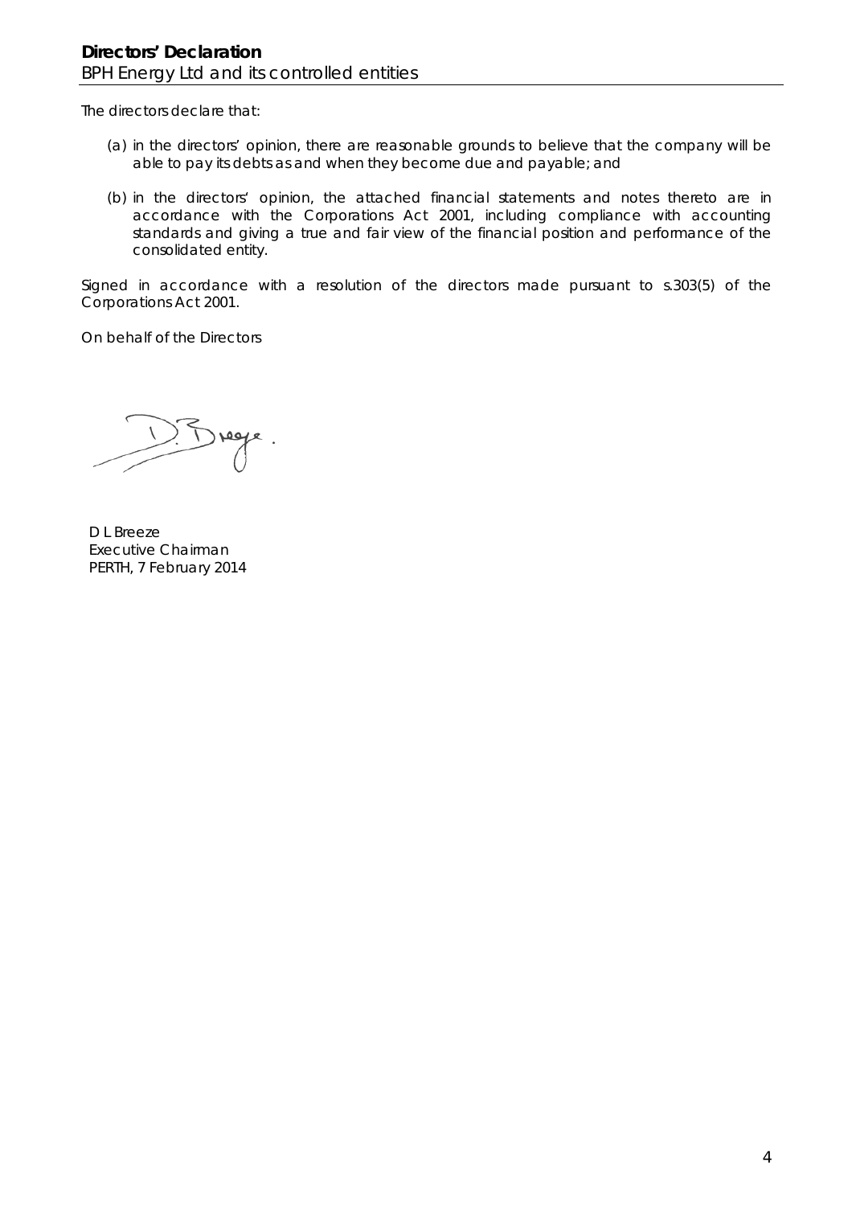# Directors' Declaration

BPH Energy Ltd and its controlled entities

The directors declare that:

(a) in the directors' opinion, there are reasonable grounds to believe that the company will be able to pay its debts as and when they become due and payable; and

(b) in the directors' opinion, the attached financial statements and notes thereto are in accordance with the Corporations Act 2001, including compliance with accounting standards and giving a true and fair view of the financial position and performance of the consolidated entity.

Signed in accordance with a resolution of the directors made pursuant to s.303(5) of the Corporations Act 2001.

On behalf of the Directors

D L Breeze
Executive Chairman
PERTH, 7 February 2014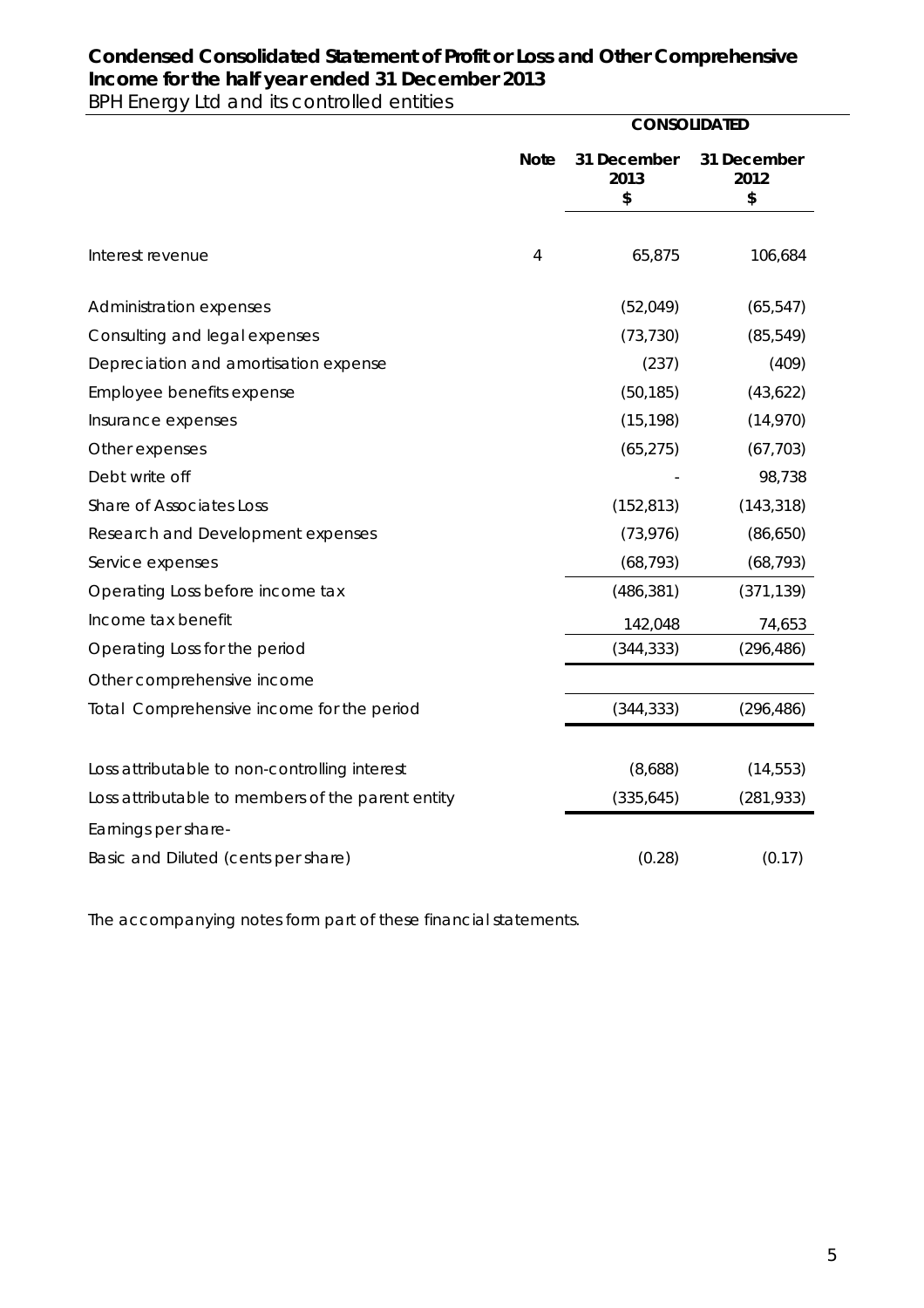# Condensed Consolidated Statement of Profit or Loss and Other Comprehensive Income for the half year ended 31 December 2013

BPH Energy Ltd and its controlled entities

| | | CONSOLIDATED | |
|---|---|---|---|
| | **Note** | **31 December 2013 $** | **31 December 2012 $** |
| Interest revenue | 4 | 65,875 | 106,684 |
| Administration expenses | | (52,049) | (65,547) |
| Consulting and legal expenses | | (73,730) | (85,549) |
| Depreciation and amortisation expense | | (237) | (409) |
| Employee benefits expense | | (50,185) | (43,622) |
| Insurance expenses | | (15,198) | (14,970) |
| Other expenses | | (65,275) | (67,703) |
| Debt write off | | - | 98,738 |
| Share of Associates Loss | | (152,813) | (143,318) |
| Research and Development expenses | | (73,976) | (86,650) |
| Service expenses | | (68,793) | (68,793) |
| Operating Loss before income tax | | (486,381) | (371,139) |
| Income tax benefit | | 142,048 | 74,653 |
| Operating Loss for the period | | (344,333) | (296,486) |
| Other comprehensive income | | | |
| Total Comprehensive income for the period | | (344,333) | (296,486) |
| Loss attributable to non-controlling interest | | (8,688) | (14,553) |
| Loss attributable to members of the parent entity | | (335,645) | (281,933) |
| Earnings per share- | | | |
| Basic and Diluted (cents per share) | | (0.28) | (0.17) |

The accompanying notes form part of these financial statements.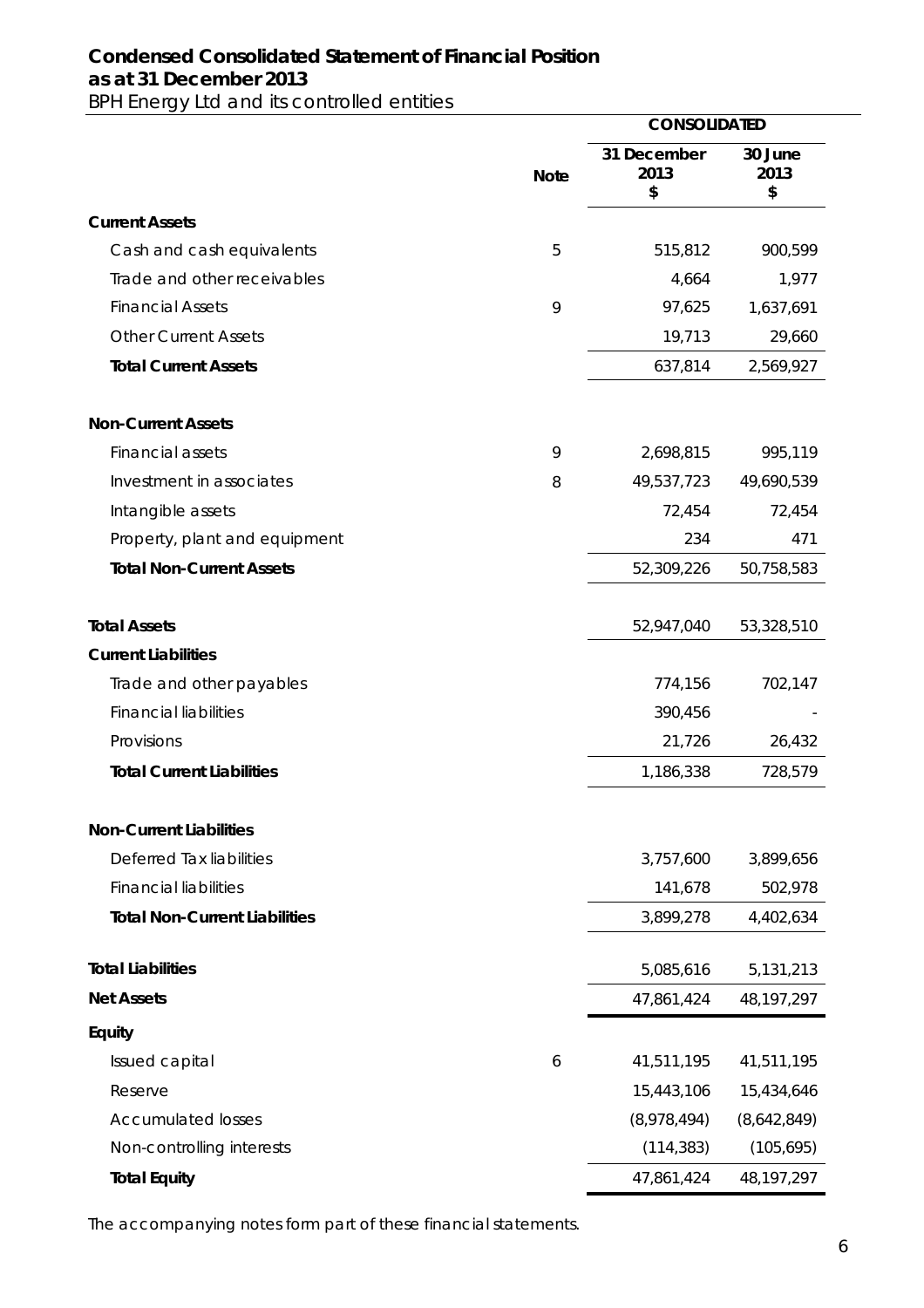# Condensed Consolidated Statement of Financial Position
## as at 31 December 2013

BPH Energy Ltd and its controlled entities

| | Note | CONSOLIDATED 31 December 2013 $ | 30 June 2013 $ |
|---|---|---|---|
| **Current Assets** | | | |
| Cash and cash equivalents | 5 | 515,812 | 900,599 |
| Trade and other receivables | | 4,664 | 1,977 |
| Financial Assets | 9 | 97,625 | 1,637,691 |
| Other Current Assets | | 19,713 | 29,660 |
| **Total Current Assets** | | 637,814 | 2,569,927 |
| **Non-Current Assets** | | | |
| Financial assets | 9 | 2,698,815 | 995,119 |
| Investment in associates | 8 | 49,537,723 | 49,690,539 |
| Intangible assets | | 72,454 | 72,454 |
| Property, plant and equipment | | 234 | 471 |
| **Total Non-Current Assets** | | 52,309,226 | 50,758,583 |
| **Total Assets** | | 52,947,040 | 53,328,510 |
| **Current Liabilities** | | | |
| Trade and other payables | | 774,156 | 702,147 |
| Financial liabilities | | 390,456 | - |
| Provisions | | 21,726 | 26,432 |
| **Total Current Liabilities** | | 1,186,338 | 728,579 |
| **Non-Current Liabilities** | | | |
| Deferred Tax liabilities | | 3,757,600 | 3,899,656 |
| Financial liabilities | | 141,678 | 502,978 |
| **Total Non-Current Liabilities** | | 3,899,278 | 4,402,634 |
| **Total Liabilities** | | 5,085,616 | 5,131,213 |
| **Net Assets** | | 47,861,424 | 48,197,297 |
| **Equity** | | | |
| Issued capital | 6 | 41,511,195 | 41,511,195 |
| Reserve | | 15,443,106 | 15,434,646 |
| Accumulated losses | | (8,978,494) | (8,642,849) |
| Non-controlling interests | | (114,383) | (105,695) |
| **Total Equity** | | 47,861,424 | 48,197,297 |

The accompanying notes form part of these financial statements.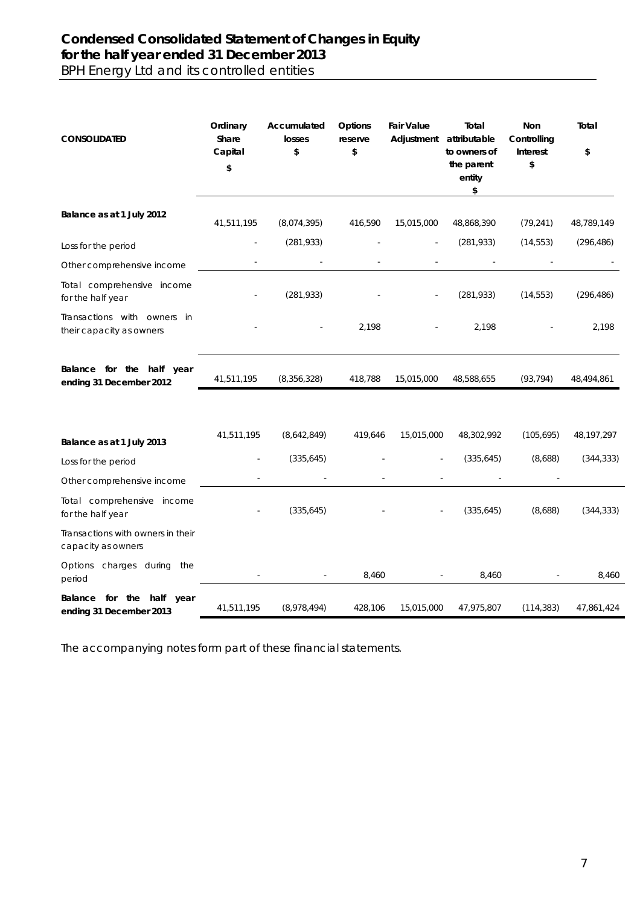# Condensed Consolidated Statement of Changes in Equity for the half year ended 31 December 2013

BPH Energy Ltd and its controlled entities

| CONSOLIDATED | Ordinary Share Capital $ | Accumulated losses $ | Options reserve $ | Fair Value Adjustment | Total attributable to owners of the parent entity $ | Non Controlling Interest $ | Total $ |
|---|---|---|---|---|---|---|---|
| **Balance as at 1 July 2012** | 41,511,195 | (8,074,395) | 416,590 | 15,015,000 | 48,868,390 | (79,241) | 48,789,149 |
| Loss for the period | - | (281,933) | - | - | (281,933) | (14,553) | (296,486) |
| Other comprehensive income | - | - | - | - | - | - | - |
| Total comprehensive income for the half year | - | (281,933) | - | - | (281,933) | (14,553) | (296,486) |
| Transactions with owners in their capacity as owners | - | - | 2,198 | - | 2,198 | - | 2,198 |
| **Balance for the half year ending 31 December 2012** | 41,511,195 | (8,356,328) | 418,788 | 15,015,000 | 48,588,655 | (93,794) | 48,494,861 |
| | | | | | | | |
| **Balance as at 1 July 2013** | 41,511,195 | (8,642,849) | 419,646 | 15,015,000 | 48,302,992 | (105,695) | 48,197,297 |
| Loss for the period | - | (335,645) | - | - | (335,645) | (8,688) | (344,333) |
| Other comprehensive income | - | - | - | - | - | - | |
| Total comprehensive income for the half year | - | (335,645) | - | - | (335,645) | (8,688) | (344,333) |
| Transactions with owners in their capacity as owners | | | | | | | |
| Options charges during the period | - | - | 8,460 | - | 8,460 | - | 8,460 |
| **Balance for the half year ending 31 December 2013** | 41,511,195 | (8,978,494) | 428,106 | 15,015,000 | 47,975,807 | (114,383) | 47,861,424 |

The accompanying notes form part of these financial statements.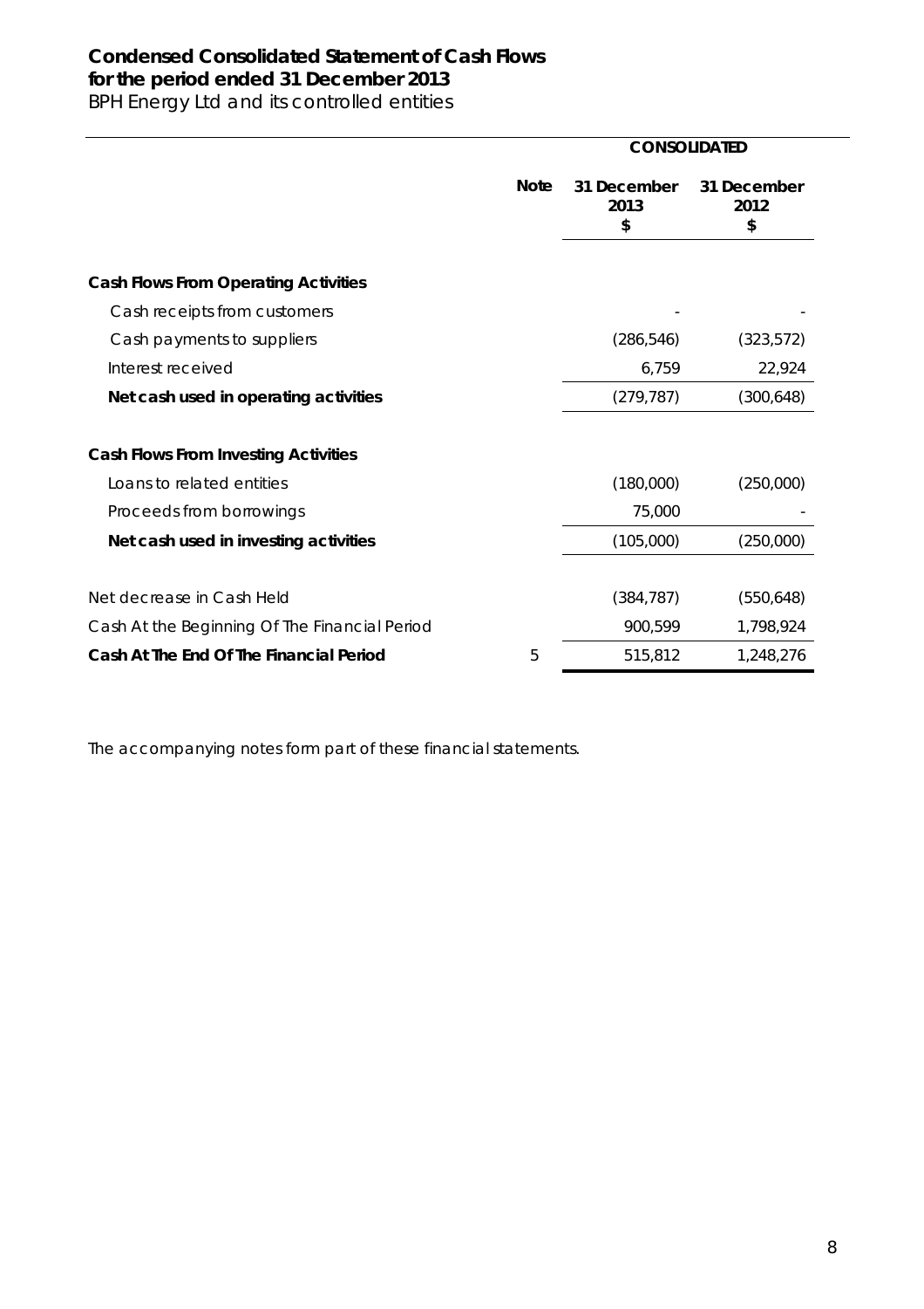# Condensed Consolidated Statement of Cash Flows
## for the period ended 31 December 2013

BPH Energy Ltd and its controlled entities

| | Note | CONSOLIDATED | |
|---|---|---|---|
| | | 31 December 2013 $ | 31 December 2012 $ |
| **Cash Flows From Operating Activities** | | | |
| Cash receipts from customers | | - | - |
| Cash payments to suppliers | | (286,546) | (323,572) |
| Interest received | | 6,759 | 22,924 |
| **Net cash used in operating activities** | | (279,787) | (300,648) |
| **Cash Flows From Investing Activities** | | | |
| Loans to related entities | | (180,000) | (250,000) |
| Proceeds from borrowings | | 75,000 | - |
| **Net cash used in investing activities** | | (105,000) | (250,000) |
| Net decrease in Cash Held | | (384,787) | (550,648) |
| Cash At the Beginning Of The Financial Period | | 900,599 | 1,798,924 |
| **Cash At The End Of The Financial Period** | 5 | 515,812 | 1,248,276 |

The accompanying notes form part of these financial statements.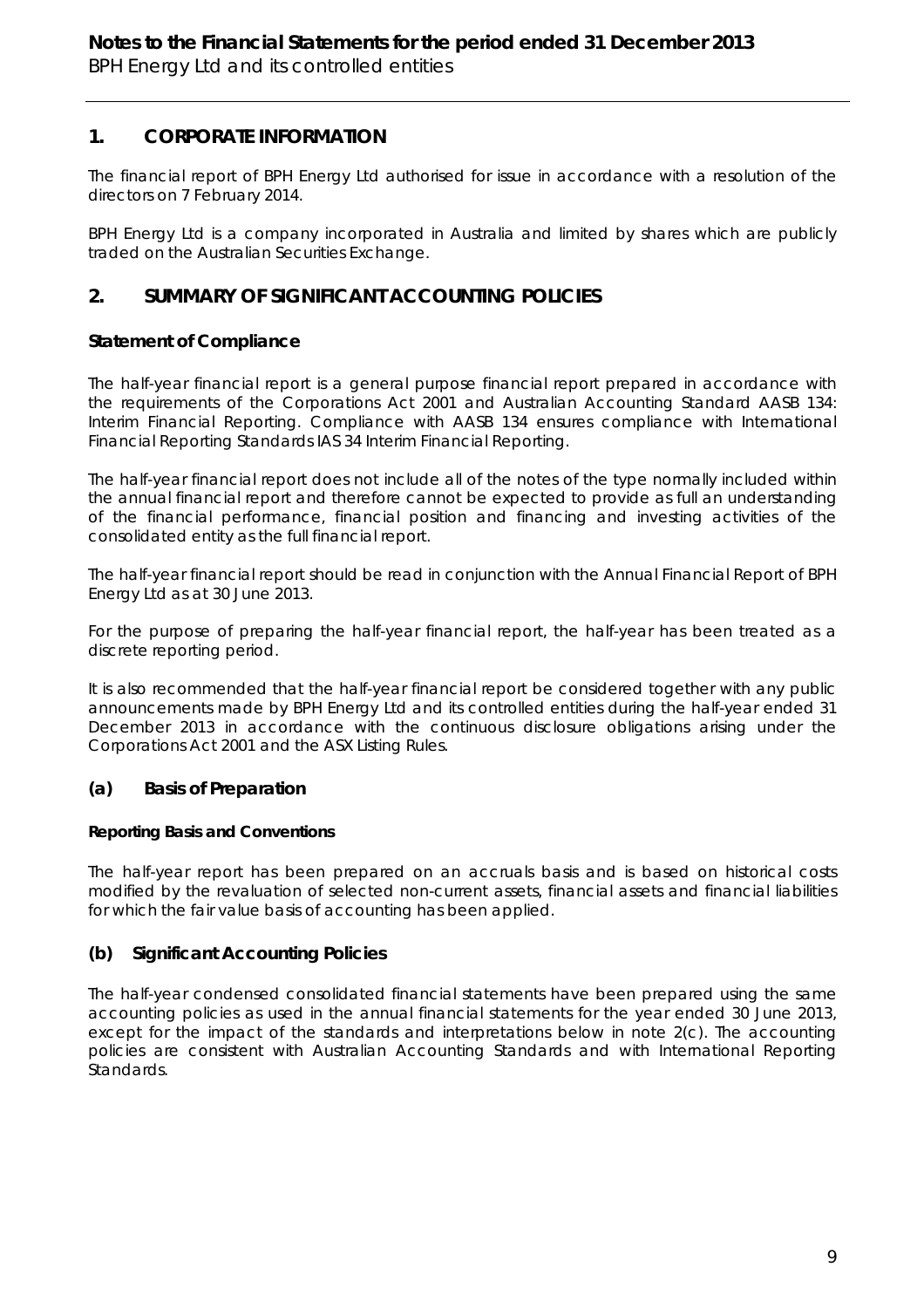## 1. CORPORATE INFORMATION

The financial report of BPH Energy Ltd authorised for issue in accordance with a resolution of the directors on 7 February 2014.

BPH Energy Ltd is a company incorporated in Australia and limited by shares which are publicly traded on the Australian Securities Exchange.

## 2. SUMMARY OF SIGNIFICANT ACCOUNTING POLICIES

### Statement of Compliance

The half-year financial report is a general purpose financial report prepared in accordance with the requirements of the Corporations Act 2001 and Australian Accounting Standard AASB 134: Interim Financial Reporting. Compliance with AASB 134 ensures compliance with International Financial Reporting Standards IAS 34 Interim Financial Reporting.

The half-year financial report does not include all of the notes of the type normally included within the annual financial report and therefore cannot be expected to provide as full an understanding of the financial performance, financial position and financing and investing activities of the consolidated entity as the full financial report.

The half-year financial report should be read in conjunction with the Annual Financial Report of BPH Energy Ltd as at 30 June 2013.

For the purpose of preparing the half-year financial report, the half-year has been treated as a discrete reporting period.

It is also recommended that the half-year financial report be considered together with any public announcements made by BPH Energy Ltd and its controlled entities during the half-year ended 31 December 2013 in accordance with the continuous disclosure obligations arising under the Corporations Act 2001 and the ASX Listing Rules.

### (a) Basis of Preparation

**Reporting Basis and Conventions**

The half-year report has been prepared on an accruals basis and is based on historical costs modified by the revaluation of selected non-current assets, financial assets and financial liabilities for which the fair value basis of accounting has been applied.

### (b) Significant Accounting Policies

The half-year condensed consolidated financial statements have been prepared using the same accounting policies as used in the annual financial statements for the year ended 30 June 2013, except for the impact of the standards and interpretations below in note 2(c). The accounting policies are consistent with Australian Accounting Standards and with International Reporting Standards.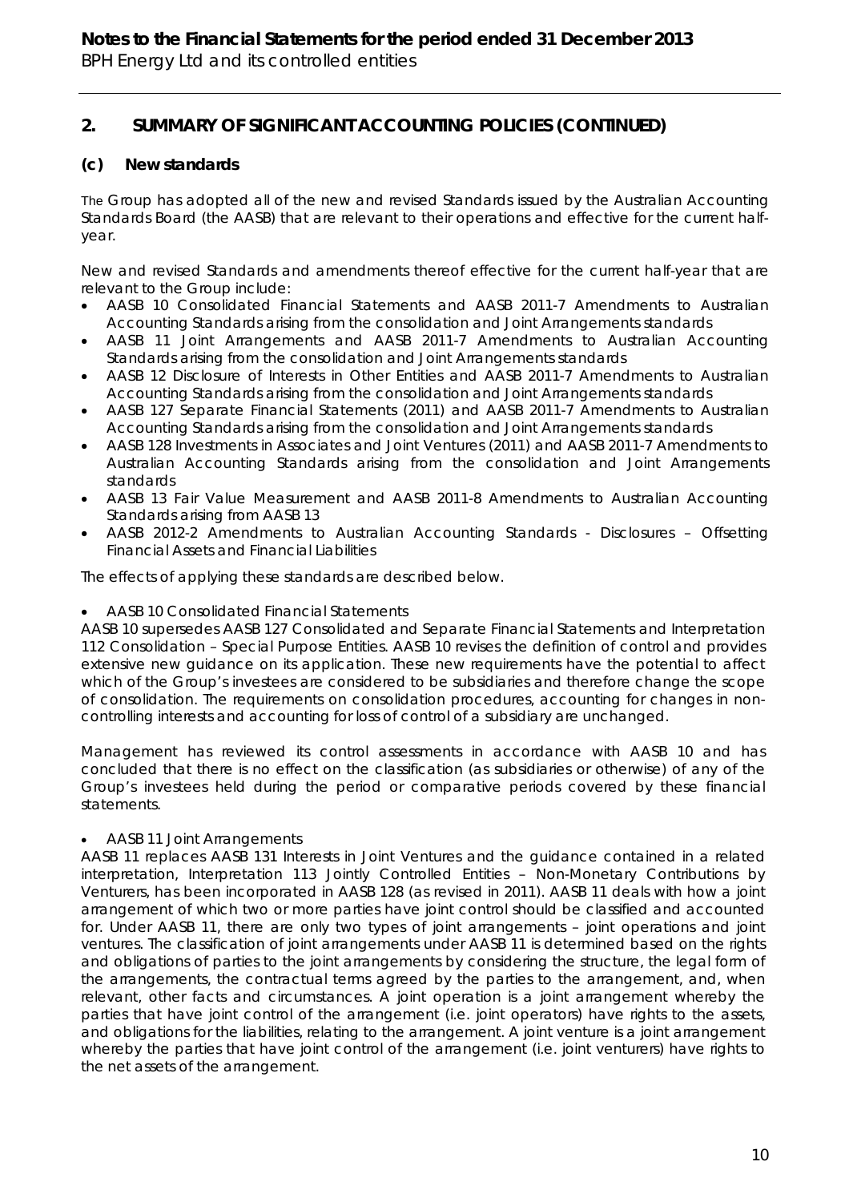## 2. SUMMARY OF SIGNIFICANT ACCOUNTING POLICIES (CONTINUED)

### (c) New standards

The Group has adopted all of the new and revised Standards issued by the Australian Accounting Standards Board (the AASB) that are relevant to their operations and effective for the current half-year.

New and revised Standards and amendments thereof effective for the current half-year that are relevant to the Group include:

- AASB 10 Consolidated Financial Statements and AASB 2011-7 Amendments to Australian Accounting Standards arising from the consolidation and Joint Arrangements standards
- AASB 11 Joint Arrangements and AASB 2011-7 Amendments to Australian Accounting Standards arising from the consolidation and Joint Arrangements standards
- AASB 12 Disclosure of Interests in Other Entities and AASB 2011-7 Amendments to Australian Accounting Standards arising from the consolidation and Joint Arrangements standards
- AASB 127 Separate Financial Statements (2011) and AASB 2011-7 Amendments to Australian Accounting Standards arising from the consolidation and Joint Arrangements standards
- AASB 128 Investments in Associates and Joint Ventures (2011) and AASB 2011-7 Amendments to Australian Accounting Standards arising from the consolidation and Joint Arrangements standards
- AASB 13 Fair Value Measurement and AASB 2011-8 Amendments to Australian Accounting Standards arising from AASB 13
- AASB 2012-2 Amendments to Australian Accounting Standards - Disclosures – Offsetting Financial Assets and Financial Liabilities

The effects of applying these standards are described below.

- AASB 10 Consolidated Financial Statements

AASB 10 supersedes AASB 127 Consolidated and Separate Financial Statements and Interpretation 112 Consolidation – Special Purpose Entities. AASB 10 revises the definition of control and provides extensive new guidance on its application. These new requirements have the potential to affect which of the Group's investees are considered to be subsidiaries and therefore change the scope of consolidation. The requirements on consolidation procedures, accounting for changes in non-controlling interests and accounting for loss of control of a subsidiary are unchanged.

Management has reviewed its control assessments in accordance with AASB 10 and has concluded that there is no effect on the classification (as subsidiaries or otherwise) of any of the Group's investees held during the period or comparative periods covered by these financial statements.

- AASB 11 Joint Arrangements

AASB 11 replaces AASB 131 Interests in Joint Ventures and the guidance contained in a related interpretation, Interpretation 113 Jointly Controlled Entities – Non-Monetary Contributions by Venturers, has been incorporated in AASB 128 (as revised in 2011). AASB 11 deals with how a joint arrangement of which two or more parties have joint control should be classified and accounted for. Under AASB 11, there are only two types of joint arrangements – joint operations and joint ventures. The classification of joint arrangements under AASB 11 is determined based on the rights and obligations of parties to the joint arrangements by considering the structure, the legal form of the arrangements, the contractual terms agreed by the parties to the arrangement, and, when relevant, other facts and circumstances. A joint operation is a joint arrangement whereby the parties that have joint control of the arrangement (i.e. joint operators) have rights to the assets, and obligations for the liabilities, relating to the arrangement. A joint venture is a joint arrangement whereby the parties that have joint control of the arrangement (i.e. joint venturers) have rights to the net assets of the arrangement.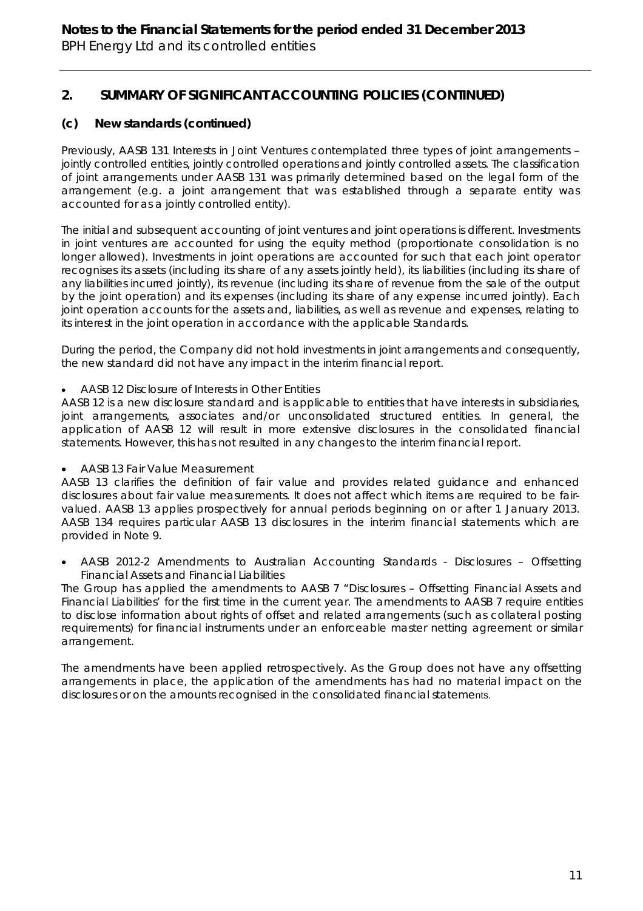## 2. SUMMARY OF SIGNIFICANT ACCOUNTING POLICIES (CONTINUED)

### (c) New standards (continued)

Previously, AASB 131 Interests in Joint Ventures contemplated three types of joint arrangements – jointly controlled entities, jointly controlled operations and jointly controlled assets. The classification of joint arrangements under AASB 131 was primarily determined based on the legal form of the arrangement (e.g. a joint arrangement that was established through a separate entity was accounted for as a jointly controlled entity).

The initial and subsequent accounting of joint ventures and joint operations is different. Investments in joint ventures are accounted for using the equity method (proportionate consolidation is no longer allowed). Investments in joint operations are accounted for such that each joint operator recognises its assets (including its share of any assets jointly held), its liabilities (including its share of any liabilities incurred jointly), its revenue (including its share of revenue from the sale of the output by the joint operation) and its expenses (including its share of any expense incurred jointly). Each joint operation accounts for the assets and, liabilities, as well as revenue and expenses, relating to its interest in the joint operation in accordance with the applicable Standards.

During the period, the Company did not hold investments in joint arrangements and consequently, the new standard did not have any impact in the interim financial report.

- AASB 12 Disclosure of Interests in Other Entities

AASB 12 is a new disclosure standard and is applicable to entities that have interests in subsidiaries, joint arrangements, associates and/or unconsolidated structured entities. In general, the application of AASB 12 will result in more extensive disclosures in the consolidated financial statements. However, this has not resulted in any changes to the interim financial report.

- AASB 13 Fair Value Measurement

AASB 13 clarifies the definition of fair value and provides related guidance and enhanced disclosures about fair value measurements. It does not affect which items are required to be fair-valued. AASB 13 applies prospectively for annual periods beginning on or after 1 January 2013. AASB 134 requires particular AASB 13 disclosures in the interim financial statements which are provided in Note 9.

- AASB 2012-2 Amendments to Australian Accounting Standards - Disclosures – Offsetting Financial Assets and Financial Liabilities

The Group has applied the amendments to AASB 7 "Disclosures – Offsetting Financial Assets and Financial Liabilities' for the first time in the current year. The amendments to AASB 7 require entities to disclose information about rights of offset and related arrangements (such as collateral posting requirements) for financial instruments under an enforceable master netting agreement or similar arrangement.

The amendments have been applied retrospectively. As the Group does not have any offsetting arrangements in place, the application of the amendments has had no material impact on the disclosures or on the amounts recognised in the consolidated financial statements.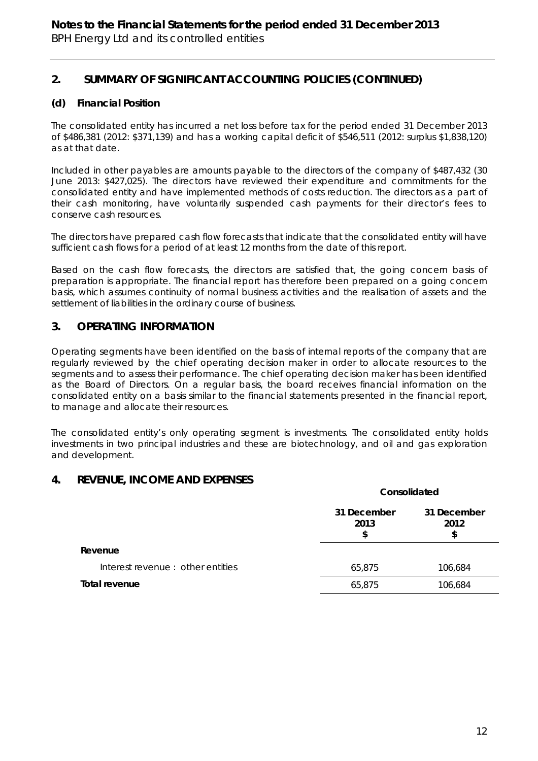## 2. SUMMARY OF SIGNIFICANT ACCOUNTING POLICIES (CONTINUED)

### (d) Financial Position

The consolidated entity has incurred a net loss before tax for the period ended 31 December 2013 of $486,381 (2012: $371,139) and has a working capital deficit of $546,511 (2012: surplus $1,838,120) as at that date.

Included in other payables are amounts payable to the directors of the company of $487,432 (30 June 2013: $427,025). The directors have reviewed their expenditure and commitments for the consolidated entity and have implemented methods of costs reduction. The directors as a part of their cash monitoring, have voluntarily suspended cash payments for their director's fees to conserve cash resources.

The directors have prepared cash flow forecasts that indicate that the consolidated entity will have sufficient cash flows for a period of at least 12 months from the date of this report.

Based on the cash flow forecasts, the directors are satisfied that, the going concern basis of preparation is appropriate. The financial report has therefore been prepared on a going concern basis, which assumes continuity of normal business activities and the realisation of assets and the settlement of liabilities in the ordinary course of business.

## 3. OPERATING INFORMATION

Operating segments have been identified on the basis of internal reports of the company that are regularly reviewed by the chief operating decision maker in order to allocate resources to the segments and to assess their performance. The chief operating decision maker has been identified as the Board of Directors. On a regular basis, the board receives financial information on the consolidated entity on a basis similar to the financial statements presented in the financial report, to manage and allocate their resources.

The consolidated entity's only operating segment is investments. The consolidated entity holds investments in two principal industries and these are biotechnology, and oil and gas exploration and development.

## 4. REVENUE, INCOME AND EXPENSES

| | Consolidated | |
|---|---|---|
| | 31 December 2013 $ | 31 December 2012 $ |
| **Revenue** | | |
| Interest revenue : other entities | 65,875 | 106,684 |
| **Total revenue** | 65,875 | 106,684 |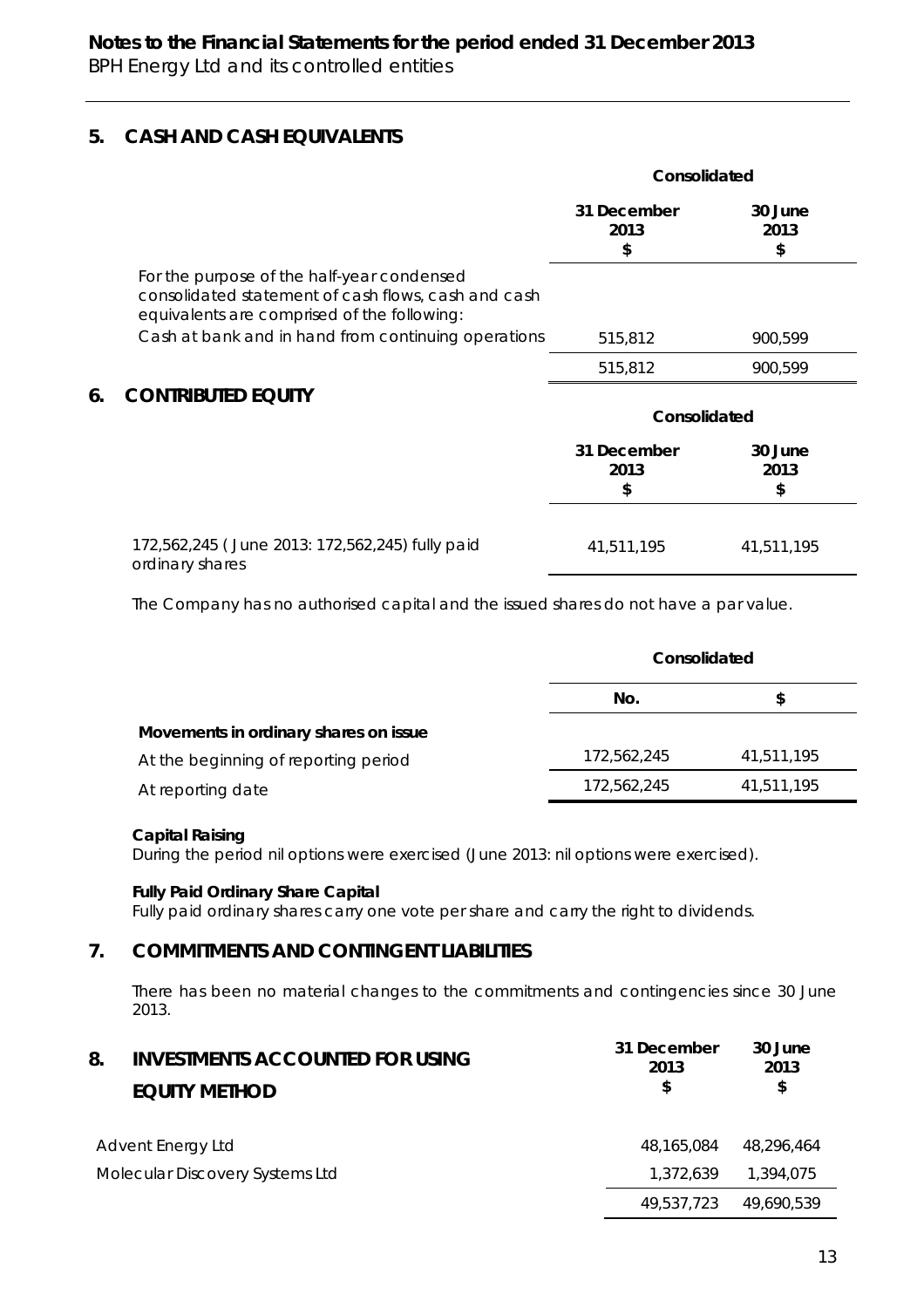## 5. CASH AND CASH EQUIVALENTS

| | Consolidated | |
|---|---|---|
| | 31 December 2013 $ | 30 June 2013 $ |
| For the purpose of the half-year condensed consolidated statement of cash flows, cash and cash equivalents are comprised of the following: | | |
| Cash at bank and in hand from continuing operations | 515,812 | 900,599 |
| | 515,812 | 900,599 |

## 6. CONTRIBUTED EQUITY

| | Consolidated | |
|---|---|---|
| | 31 December 2013 $ | 30 June 2013 $ |
| 172,562,245 ( June 2013: 172,562,245) fully paid ordinary shares | 41,511,195 | 41,511,195 |

The Company has no authorised capital and the issued shares do not have a par value.

| | Consolidated | |
|---|---|---|
| | No. | $ |
| **Movements in ordinary shares on issue** | | |
| At the beginning of reporting period | 172,562,245 | 41,511,195 |
| At reporting date | 172,562,245 | 41,511,195 |

**Capital Raising**
During the period nil options were exercised (June 2013: nil options were exercised).

**Fully Paid Ordinary Share Capital**
Fully paid ordinary shares carry one vote per share and carry the right to dividends.

## 7. COMMITMENTS AND CONTINGENT LIABILITIES

There has been no material changes to the commitments and contingencies since 30 June 2013.

## 8. INVESTMENTS ACCOUNTED FOR USING EQUITY METHOD

| | 31 December 2013 $ | 30 June 2013 $ |
|---|---|---|
| Advent Energy Ltd | 48,165,084 | 48,296,464 |
| Molecular Discovery Systems Ltd | 1,372,639 | 1,394,075 |
| | 49,537,723 | 49,690,539 |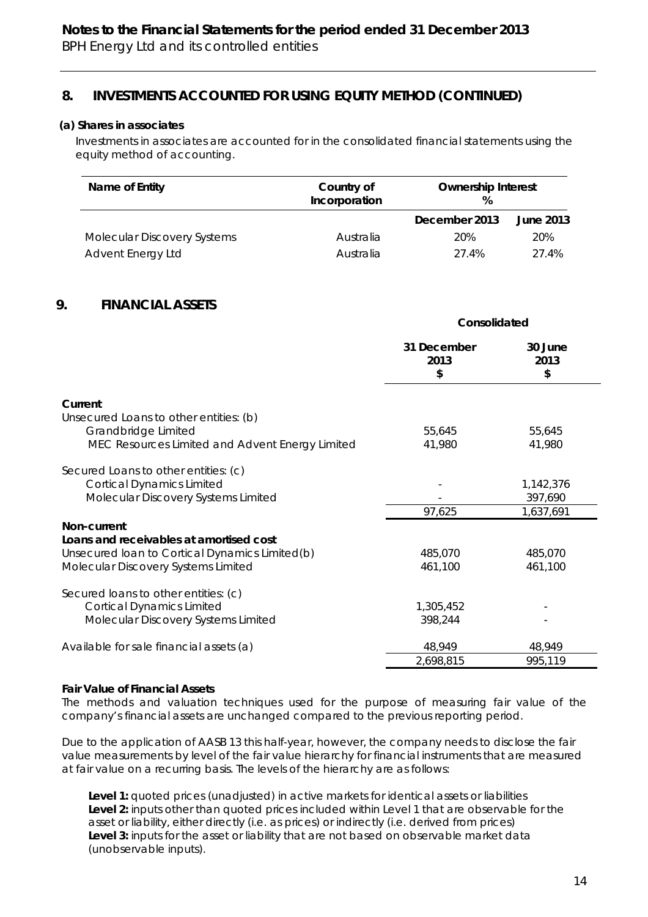## 8. INVESTMENTS ACCOUNTED FOR USING EQUITY METHOD (CONTINUED)

**(a) Shares in associates**

Investments in associates are accounted for in the consolidated financial statements using the equity method of accounting.

| Name of Entity | Country of Incorporation | Ownership Interest % | |
|---|---|---|---|
| | | December 2013 | June 2013 |
| Molecular Discovery Systems | Australia | 20% | 20% |
| Advent Energy Ltd | Australia | 27.4% | 27.4% |

## 9. FINANCIAL ASSETS

| | Consolidated | |
|---|---|---|
| | 31 December 2013 $ | 30 June 2013 $ |
| **Current** | | |
| Unsecured Loans to other entities: (b) | | |
| Grandbridge Limited | 55,645 | 55,645 |
| MEC Resources Limited and Advent Energy Limited | 41,980 | 41,980 |
| Secured Loans to other entities: (c) | | |
| Cortical Dynamics Limited | - | 1,142,376 |
| Molecular Discovery Systems Limited | - | 397,690 |
| | 97,625 | 1,637,691 |
| **Non-current** | | |
| **Loans and receivables at amortised cost** | | |
| Unsecured loan to Cortical Dynamics Limited(b) | 485,070 | 485,070 |
| Molecular Discovery Systems Limited | 461,100 | 461,100 |
| Secured loans to other entities: (c) | | |
| Cortical Dynamics Limited | 1,305,452 | - |
| Molecular Discovery Systems Limited | 398,244 | - |
| Available for sale financial assets (a) | 48,949 | 48,949 |
| | 2,698,815 | 995,119 |

**Fair Value of Financial Assets**

The methods and valuation techniques used for the purpose of measuring fair value of the company's financial assets are unchanged compared to the previous reporting period.

Due to the application of AASB 13 this half-year, however, the company needs to disclose the fair value measurements by level of the fair value hierarchy for financial instruments that are measured at fair value on a recurring basis. The levels of the hierarchy are as follows:

**Level 1:** quoted prices (unadjusted) in active markets for identical assets or liabilities
**Level 2:** inputs other than quoted prices included within Level 1 that are observable for the asset or liability, either directly (i.e. as prices) or indirectly (i.e. derived from prices)
**Level 3:** inputs for the asset or liability that are not based on observable market data (unobservable inputs).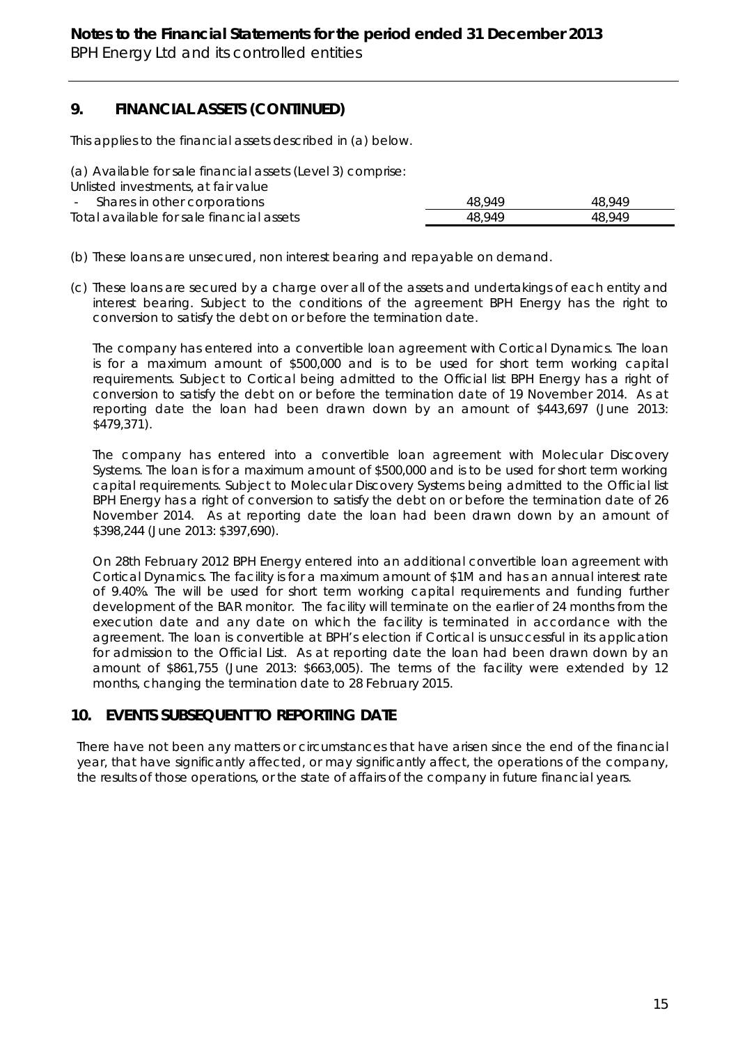## 9. FINANCIAL ASSETS (CONTINUED)

This applies to the financial assets described in (a) below.

| (a) Available for sale financial assets (Level 3) comprise: | | |
|---|---|---|
| Unlisted investments, at fair value | | |
| - Shares in other corporations | 48,949 | 48,949 |
| Total available for sale financial assets | 48,949 | 48,949 |

(b) These loans are unsecured, non interest bearing and repayable on demand.

(c) These loans are secured by a charge over all of the assets and undertakings of each entity and interest bearing. Subject to the conditions of the agreement BPH Energy has the right to conversion to satisfy the debt on or before the termination date.

The company has entered into a convertible loan agreement with Cortical Dynamics. The loan is for a maximum amount of $500,000 and is to be used for short term working capital requirements. Subject to Cortical being admitted to the Official list BPH Energy has a right of conversion to satisfy the debt on or before the termination date of 19 November 2014. As at reporting date the loan had been drawn down by an amount of $443,697 (June 2013: $479,371).

The company has entered into a convertible loan agreement with Molecular Discovery Systems. The loan is for a maximum amount of $500,000 and is to be used for short term working capital requirements. Subject to Molecular Discovery Systems being admitted to the Official list BPH Energy has a right of conversion to satisfy the debt on or before the termination date of 26 November 2014. As at reporting date the loan had been drawn down by an amount of $398,244 (June 2013: $397,690).

On 28th February 2012 BPH Energy entered into an additional convertible loan agreement with Cortical Dynamics. The facility is for a maximum amount of $1M and has an annual interest rate of 9.40%. The will be used for short term working capital requirements and funding further development of the BAR monitor. The facility will terminate on the earlier of 24 months from the execution date and any date on which the facility is terminated in accordance with the agreement. The loan is convertible at BPH's election if Cortical is unsuccessful in its application for admission to the Official List. As at reporting date the loan had been drawn down by an amount of $861,755 (June 2013: $663,005). The terms of the facility were extended by 12 months, changing the termination date to 28 February 2015.

## 10. EVENTS SUBSEQUENT TO REPORTING DATE

There have not been any matters or circumstances that have arisen since the end of the financial year, that have significantly affected, or may significantly affect, the operations of the company, the results of those operations, or the state of affairs of the company in future financial years.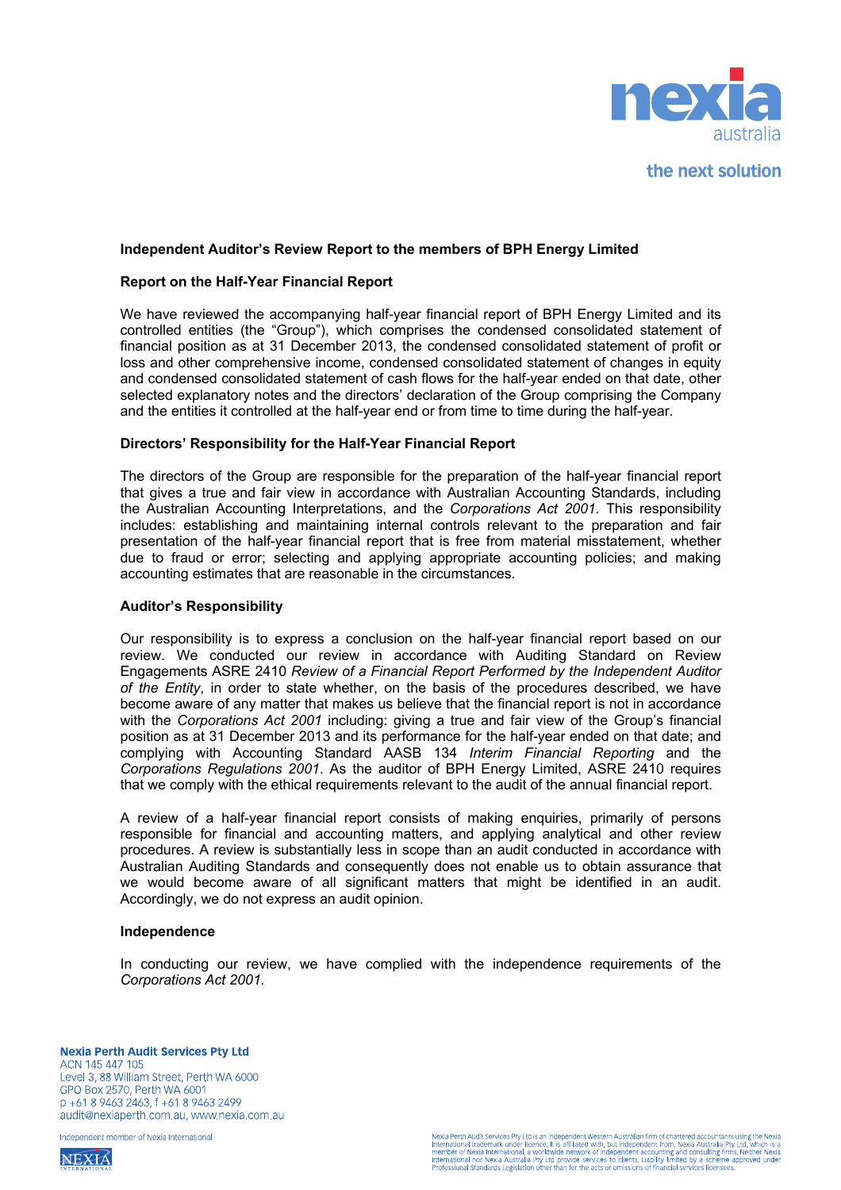**Independent Auditor's Review Report to the members of BPH Energy Limited**

**Report on the Half-Year Financial Report**

We have reviewed the accompanying half-year financial report of BPH Energy Limited and its controlled entities (the "Group"), which comprises the condensed consolidated statement of financial position as at 31 December 2013, the condensed consolidated statement of profit or loss and other comprehensive income, condensed consolidated statement of changes in equity and condensed consolidated statement of cash flows for the half-year ended on that date, other selected explanatory notes and the directors' declaration of the Group comprising the Company and the entities it controlled at the half-year end or from time to time during the half-year.

**Directors' Responsibility for the Half-Year Financial Report**

The directors of the Group are responsible for the preparation of the half-year financial report that gives a true and fair view in accordance with Australian Accounting Standards, including the Australian Accounting Interpretations, and the *Corporations Act 2001*. This responsibility includes: establishing and maintaining internal controls relevant to the preparation and fair presentation of the half-year financial report that is free from material misstatement, whether due to fraud or error; selecting and applying appropriate accounting policies; and making accounting estimates that are reasonable in the circumstances.

**Auditor's Responsibility**

Our responsibility is to express a conclusion on the half-year financial report based on our review. We conducted our review in accordance with Auditing Standard on Review Engagements ASRE 2410 *Review of a Financial Report Performed by the Independent Auditor of the Entity*, in order to state whether, on the basis of the procedures described, we have become aware of any matter that makes us believe that the financial report is not in accordance with the *Corporations Act 2001* including: giving a true and fair view of the Group's financial position as at 31 December 2013 and its performance for the half-year ended on that date; and complying with Accounting Standard AASB 134 *Interim Financial Reporting* and the *Corporations Regulations 2001*. As the auditor of BPH Energy Limited, ASRE 2410 requires that we comply with the ethical requirements relevant to the audit of the annual financial report.

A review of a half-year financial report consists of making enquiries, primarily of persons responsible for financial and accounting matters, and applying analytical and other review procedures. A review is substantially less in scope than an audit conducted in accordance with Australian Auditing Standards and consequently does not enable us to obtain assurance that we would become aware of all significant matters that might be identified in an audit. Accordingly, we do not express an audit opinion.

**Independence**

In conducting our review, we have complied with the independence requirements of the *Corporations Act 2001*.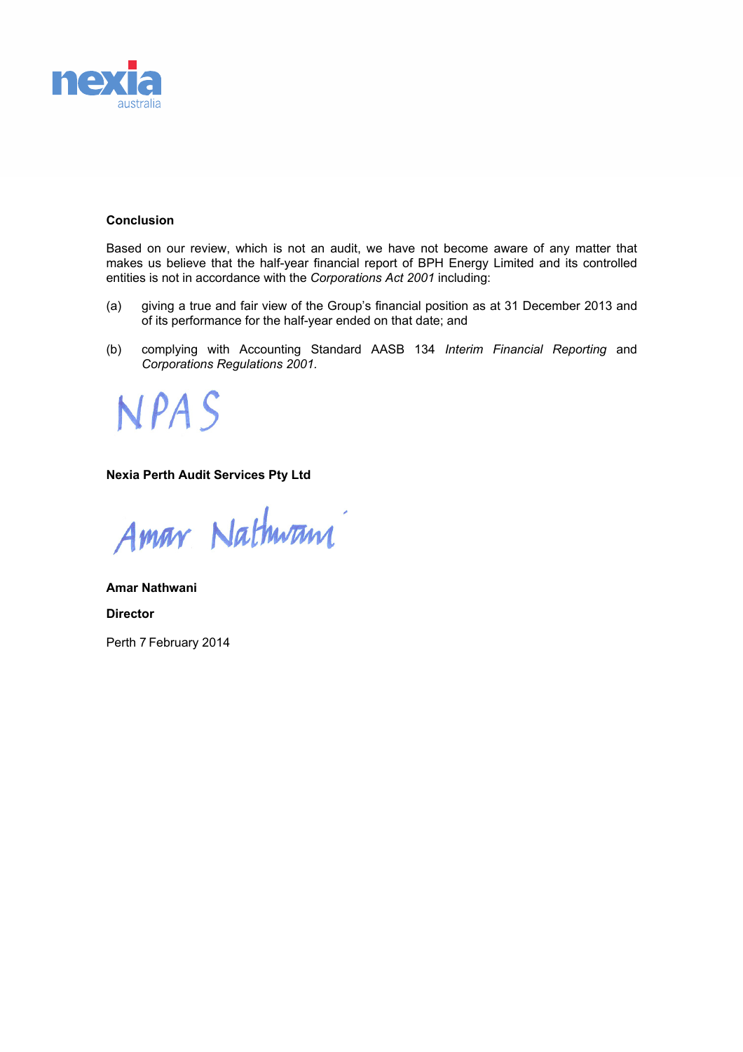**Conclusion**

Based on our review, which is not an audit, we have not become aware of any matter that makes us believe that the half-year financial report of BPH Energy Limited and its controlled entities is not in accordance with the *Corporations Act 2001* including:

(a) giving a true and fair view of the Group's financial position as at 31 December 2013 and of its performance for the half-year ended on that date; and

(b) complying with Accounting Standard AASB 134 *Interim Financial Reporting* and *Corporations Regulations 2001*.

NPAS

**Nexia Perth Audit Services Pty Ltd**

Amar Nathwani

**Amar Nathwani**

**Director**

Perth 7 February 2014